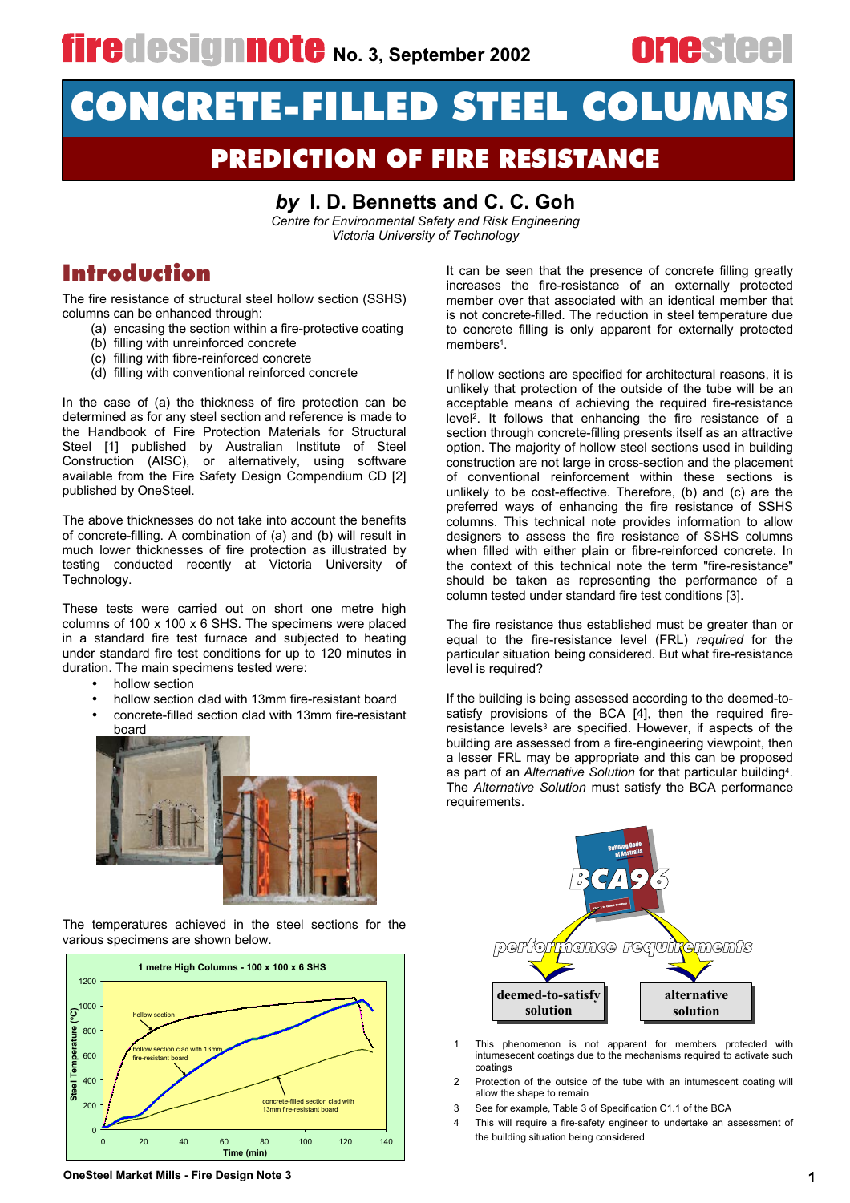# firedesignnote No. 3, September 2002

# CONCRETE-FILLED STEEL COLUMNS

## PREDICTION OF FIRE RESISTANCE

### *by* I. D. Bennetts and C. C. Goh

*Centre for Environmental Safety and Risk Engineering*
*Victoria University of Technology*

## Introduction

The fire resistance of structural steel hollow section (SSHS) columns can be enhanced through:

(a) encasing the section within a fire-protective coating
(b) filling with unreinforced concrete
(c) filling with fibre-reinforced concrete
(d) filling with conventional reinforced concrete

In the case of (a) the thickness of fire protection can be determined as for any steel section and reference is made to the Handbook of Fire Protection Materials for Structural Steel [1] published by Australian Institute of Steel Construction (AISC), or alternatively, using software available from the Fire Safety Design Compendium CD [2] published by OneSteel.

The above thicknesses do not take into account the benefits of concrete-filling. A combination of (a) and (b) will result in much lower thicknesses of fire protection as illustrated by testing conducted recently at Victoria University of Technology.

These tests were carried out on short one metre high columns of 100 x 100 x 6 SHS. The specimens were placed in a standard fire test furnace and subjected to heating under standard fire test conditions for up to 120 minutes in duration. The main specimens tested were:

- hollow section
- hollow section clad with 13mm fire-resistant board
- concrete-filled section clad with 13mm fire-resistant board

The temperatures achieved in the steel sections for the various specimens are shown below.

It can be seen that the presence of concrete filling greatly increases the fire-resistance of an externally protected member over that associated with an identical member that is not concrete-filled. The reduction in steel temperature due to concrete filling is only apparent for externally protected members[1].

If hollow sections are specified for architectural reasons, it is unlikely that protection of the outside of the tube will be an acceptable means of achieving the required fire-resistance level[2]. It follows that enhancing the fire resistance of a section through concrete-filling presents itself as an attractive option. The majority of hollow steel sections used in building construction are not large in cross-section and the placement of conventional reinforcement within these sections is unlikely to be cost-effective. Therefore, (b) and (c) are the preferred ways of enhancing the fire resistance of SSHS columns. This technical note provides information to allow designers to assess the fire resistance of SSHS columns when filled with either plain or fibre-reinforced concrete. In the context of this technical note the term "fire-resistance" should be taken as representing the performance of a column tested under standard fire test conditions [3].

The fire resistance thus established must be greater than or equal to the fire-resistance level (FRL) *required* for the particular situation being considered. But what fire-resistance level is required?

If the building is being assessed according to the deemed-to-satisfy provisions of the BCA [4], then the required fire-resistance levels[3] are specified. However, if aspects of the building are assessed from a fire-engineering viewpoint, then a lesser FRL may be appropriate and this can be proposed as part of an *Alternative Solution* for that particular building[4]. The *Alternative Solution* must satisfy the BCA performance requirements.

1. This phenomenon is not apparent for members protected with intumescent coatings due to the mechanisms required to activate such coatings
2. Protection of the outside of the tube with an intumescent coating will allow the shape to remain
3. See for example, Table 3 of Specification C1.1 of the BCA
4. This will require a fire-safety engineer to undertake an assessment of the building situation being considered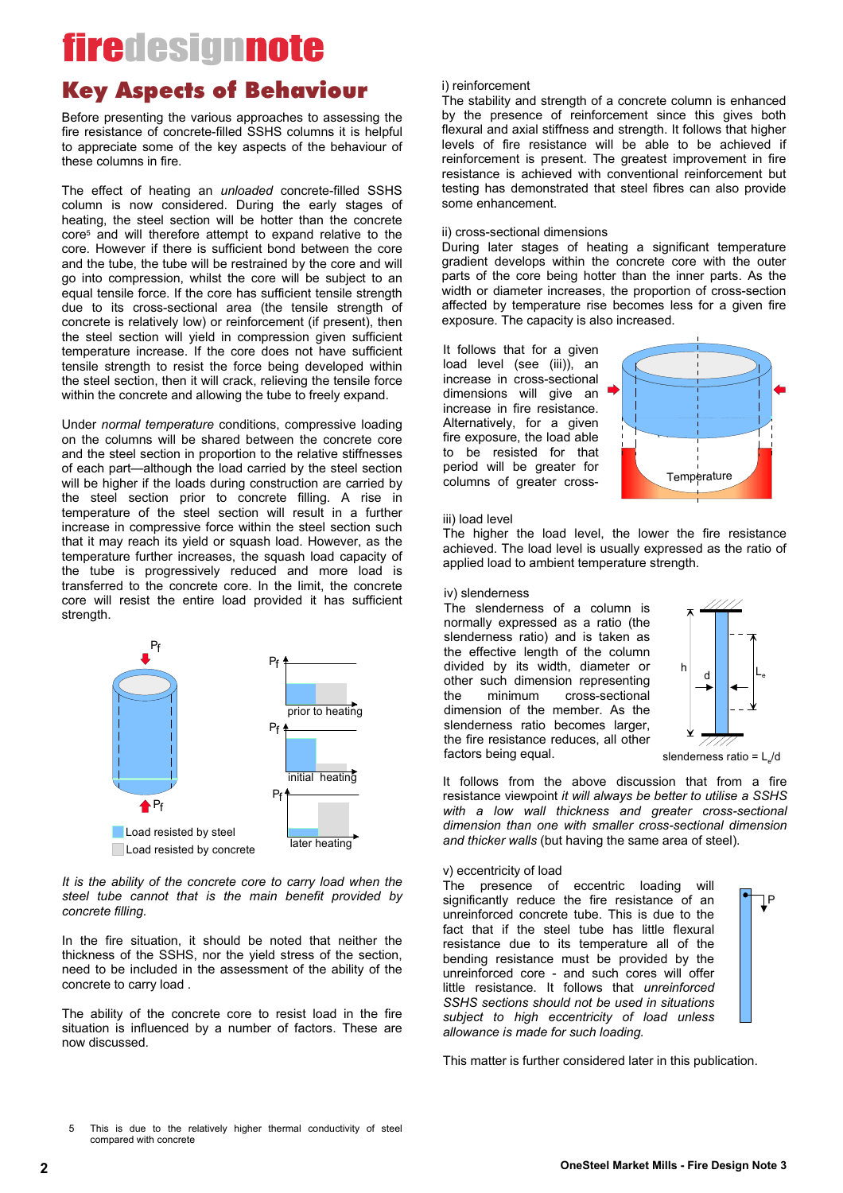# Key Aspects of Behaviour

Before presenting the various approaches to assessing the fire resistance of concrete-filled SSHS columns it is helpful to appreciate some of the key aspects of the behaviour of these columns in fire.

The effect of heating an *unloaded* concrete-filled SSHS column is now considered. During the early stages of heating, the steel section will be hotter than the concrete core[5] and will therefore attempt to expand relative to the core. However if there is sufficient bond between the core and the tube, the tube will be restrained by the core and will go into compression, whilst the core will be subject to an equal tensile force. If the core has sufficient tensile strength due to its cross-sectional area (the tensile strength of concrete is relatively low) or reinforcement (if present), then the steel section will yield in compression given sufficient temperature increase. If the core does not have sufficient tensile strength to resist the force being developed within the steel section, then it will crack, relieving the tensile force within the concrete and allowing the tube to freely expand.

Under *normal temperature* conditions, compressive loading on the columns will be shared between the concrete core and the steel section in proportion to the relative stiffnesses of each part—although the load carried by the steel section will be higher if the loads during construction are carried by the steel section prior to concrete filling. A rise in temperature of the steel section will result in a further increase in compressive force within the steel section such that it may reach its yield or squash load. However, as the temperature further increases, the squash load capacity of the tube is progressively reduced and more load is transferred to the concrete core. In the limit, the concrete core will resist the entire load provided it has sufficient strength.

$P_f$ — prior to heating — initial heating — later heating

Load resisted by steel

Load resisted by concrete

*It is the ability of the concrete core to carry load when the steel tube cannot that is the main benefit provided by concrete filling.*

In the fire situation, it should be noted that neither the thickness of the SSHS, nor the yield stress of the section, need to be included in the assessment of the ability of the concrete to carry load .

The ability of the concrete core to resist load in the fire situation is influenced by a number of factors. These are now discussed.

i) reinforcement

The stability and strength of a concrete column is enhanced by the presence of reinforcement since this gives both flexural and axial stiffness and strength. It follows that higher levels of fire resistance will be able to be achieved if reinforcement is present. The greatest improvement in fire resistance is achieved with conventional reinforcement but testing has demonstrated that steel fibres can also provide some enhancement.

ii) cross-sectional dimensions

During later stages of heating a significant temperature gradient develops within the concrete core with the outer parts of the core being hotter than the inner parts. As the width or diameter increases, the proportion of cross-section affected by temperature rise becomes less for a given fire exposure. The capacity is also increased.

It follows that for a given load level (see (iii)), an increase in cross-sectional dimensions will give an increase in fire resistance. Alternatively, for a given fire exposure, the load able to be resisted for that period will be greater for columns of greater cross-

Temperature

iii) load level

The higher the load level, the lower the fire resistance achieved. The load level is usually expressed as the ratio of applied load to ambient temperature strength.

iv) slenderness

The slenderness of a column is normally expressed as a ratio (the slenderness ratio) and is taken as the effective length of the column divided by its width, diameter or other such dimension representing the minimum cross-sectional dimension of the member. As the slenderness ratio becomes larger, the fire resistance reduces, all other factors being equal.

slenderness ratio = $L_e/d$

It follows from the above discussion that from a fire resistance viewpoint *it will always be better to utilise a SSHS with a low wall thickness and greater cross-sectional dimension than one with smaller cross-sectional dimension and thicker walls* (but having the same area of steel).

v) eccentricity of load

The presence of eccentric loading will significantly reduce the fire resistance of an unreinforced concrete tube. This is due to the fact that if the steel tube has little flexural resistance due to its temperature all of the bending resistance must be provided by the unreinforced core - and such cores will offer little resistance. It follows that *unreinforced SSHS sections should not be used in situations subject to high eccentricity of load unless allowance is made for such loading.*

This matter is further considered later in this publication.

---

5 This is due to the relatively higher thermal conductivity of steel compared with concrete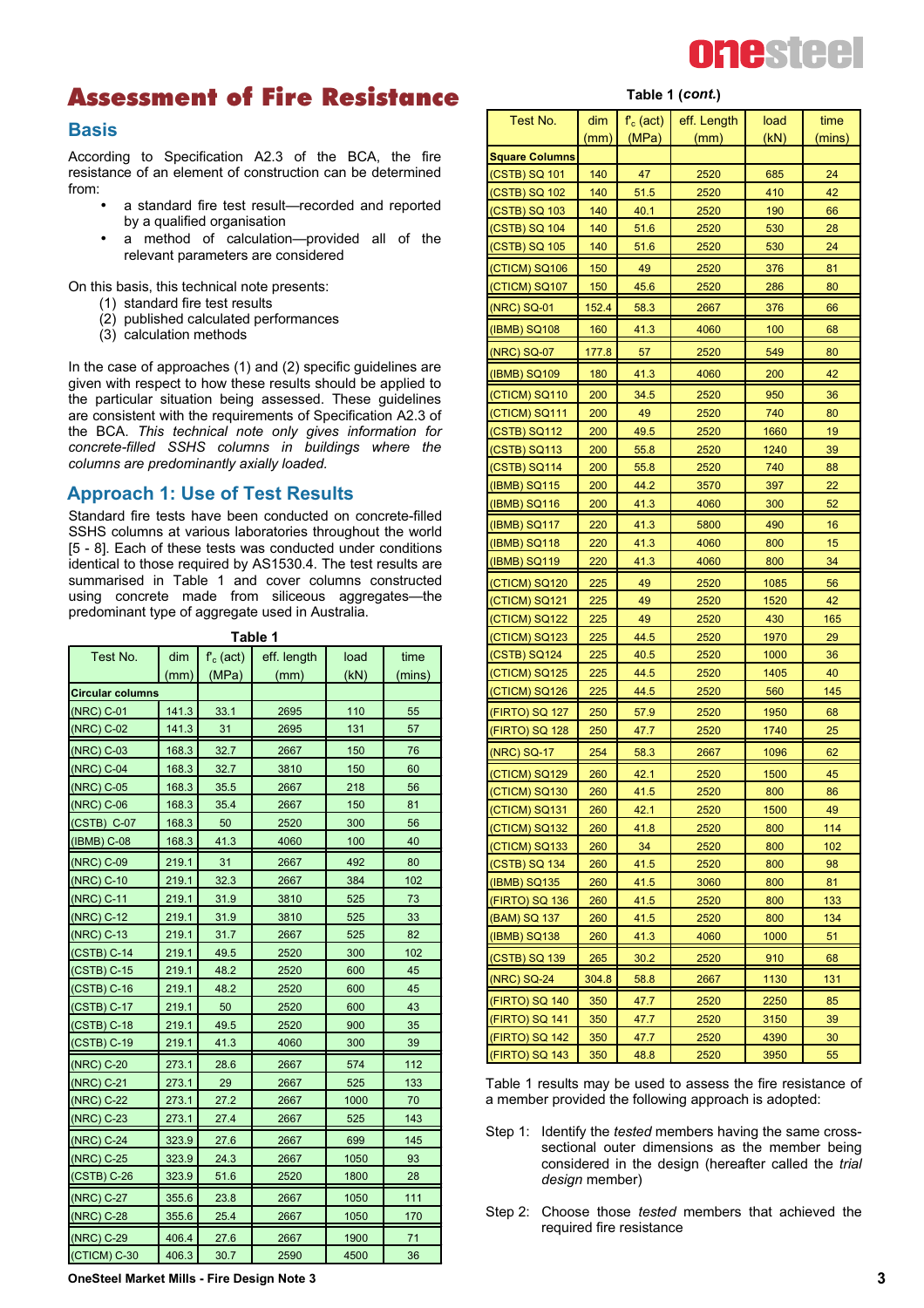# Assessment of Fire Resistance

## Basis

According to Specification A2.3 of the BCA, the fire resistance of an element of construction can be determined from:

- a standard fire test result—recorded and reported by a qualified organisation
- a method of calculation—provided all of the relevant parameters are considered

On this basis, this technical note presents:

1. standard fire test results
2. published calculated performances
3. calculation methods

In the case of approaches (1) and (2) specific guidelines are given with respect to how these results should be applied to the particular situation being assessed. These guidelines are consistent with the requirements of Specification A2.3 of the BCA. *This technical note only gives information for concrete-filled SSHS columns in buildings where the columns are predominantly axially loaded.*

## Approach 1: Use of Test Results

Standard fire tests have been conducted on concrete-filled SSHS columns at various laboratories throughout the world [5 - 8]. Each of these tests was conducted under conditions identical to those required by AS1530.4. The test results are summarised in Table 1 and cover columns constructed using concrete made from siliceous aggregates—the predominant type of aggregate used in Australia.

**Table 1**

| Test No. | dim (mm) | $f'_c$ (act) (MPa) | eff. length (mm) | load (kN) | time (mins) |
|---|---|---|---|---|---|
| **Circular columns** | | | | | |
| (NRC) C-01 | 141.3 | 33.1 | 2695 | 110 | 55 |
| (NRC) C-02 | 141.3 | 31 | 2695 | 131 | 57 |
| (NRC) C-03 | 168.3 | 32.7 | 2667 | 150 | 76 |
| (NRC) C-04 | 168.3 | 32.7 | 3810 | 150 | 60 |
| (NRC) C-05 | 168.3 | 35.5 | 2667 | 218 | 56 |
| (NRC) C-06 | 168.3 | 35.4 | 2667 | 150 | 81 |
| (CSTB) C-07 | 168.3 | 50 | 2520 | 300 | 56 |
| (IBMB) C-08 | 168.3 | 41.3 | 4060 | 100 | 40 |
| (NRC) C-09 | 219.1 | 31 | 2667 | 492 | 80 |
| (NRC) C-10 | 219.1 | 32.3 | 2667 | 384 | 102 |
| (NRC) C-11 | 219.1 | 31.9 | 3810 | 525 | 73 |
| (NRC) C-12 | 219.1 | 31.9 | 3810 | 525 | 33 |
| (NRC) C-13 | 219.1 | 31.7 | 2667 | 525 | 82 |
| (CSTB) C-14 | 219.1 | 49.5 | 2520 | 300 | 102 |
| (CSTB) C-15 | 219.1 | 48.2 | 2520 | 600 | 45 |
| (CSTB) C-16 | 219.1 | 48.2 | 2520 | 600 | 45 |
| (CSTB) C-17 | 219.1 | 50 | 2520 | 600 | 43 |
| (CSTB) C-18 | 219.1 | 49.5 | 2520 | 900 | 35 |
| (CSTB) C-19 | 219.1 | 41.3 | 4060 | 300 | 39 |
| (NRC) C-20 | 273.1 | 28.6 | 2667 | 574 | 112 |
| (NRC) C-21 | 273.1 | 29 | 2667 | 525 | 133 |
| (NRC) C-22 | 273.1 | 27.2 | 2667 | 1000 | 70 |
| (NRC) C-23 | 273.1 | 27.4 | 2667 | 525 | 143 |
| (NRC) C-24 | 323.9 | 27.6 | 2667 | 699 | 145 |
| (NRC) C-25 | 323.9 | 24.3 | 2667 | 1050 | 93 |
| (CSTB) C-26 | 323.9 | 51.6 | 2520 | 1800 | 28 |
| (NRC) C-27 | 355.6 | 23.8 | 2667 | 1050 | 111 |
| (NRC) C-28 | 355.6 | 25.4 | 2667 | 1050 | 170 |
| (NRC) C-29 | 406.4 | 27.6 | 2667 | 1900 | 71 |
| (CTICM) C-30 | 406.3 | 30.7 | 2590 | 4500 | 36 |

**Table 1 (*cont.*)**

| Test No. | dim (mm) | $f'_c$ (act) (MPa) | eff. Length (mm) | load (kN) | time (mins) |
|---|---|---|---|---|---|
| **Square Columns** | | | | | |
| (CSTB) SQ 101 | 140 | 47 | 2520 | 685 | 24 |
| (CSTB) SQ 102 | 140 | 51.5 | 2520 | 410 | 42 |
| (CSTB) SQ 103 | 140 | 40.1 | 2520 | 190 | 66 |
| (CSTB) SQ 104 | 140 | 51.6 | 2520 | 530 | 28 |
| (CSTB) SQ 105 | 140 | 51.6 | 2520 | 530 | 24 |
| (CTICM) SQ106 | 150 | 49 | 2520 | 376 | 81 |
| (CTICM) SQ107 | 150 | 45.6 | 2520 | 286 | 80 |
| (NRC) SQ-01 | 152.4 | 58.3 | 2667 | 376 | 66 |
| (IBMB) SQ108 | 160 | 41.3 | 4060 | 100 | 68 |
| (NRC) SQ-07 | 177.8 | 57 | 2520 | 549 | 80 |
| (IBMB) SQ109 | 180 | 41.3 | 4060 | 200 | 42 |
| (CTICM) SQ110 | 200 | 34.5 | 2520 | 950 | 36 |
| (CTICM) SQ111 | 200 | 49 | 2520 | 740 | 80 |
| (CSTB) SQ112 | 200 | 49.5 | 2520 | 1660 | 19 |
| (CSTB) SQ113 | 200 | 55.8 | 2520 | 1240 | 39 |
| (CSTB) SQ114 | 200 | 55.8 | 2520 | 740 | 88 |
| (IBMB) SQ115 | 200 | 44.2 | 3570 | 397 | 22 |
| (IBMB) SQ116 | 200 | 41.3 | 4060 | 300 | 52 |
| (IBMB) SQ117 | 220 | 41.3 | 5800 | 490 | 16 |
| (IBMB) SQ118 | 220 | 41.3 | 4060 | 800 | 15 |
| (IBMB) SQ119 | 220 | 41.3 | 4060 | 800 | 34 |
| (CTICM) SQ120 | 225 | 49 | 2520 | 1085 | 56 |
| (CTICM) SQ121 | 225 | 49 | 2520 | 1520 | 42 |
| (CTICM) SQ122 | 225 | 49 | 2520 | 430 | 165 |
| (CTICM) SQ123 | 225 | 44.5 | 2520 | 1970 | 29 |
| (CSTB) SQ124 | 225 | 40.5 | 2520 | 1000 | 36 |
| (CTICM) SQ125 | 225 | 44.5 | 2520 | 1405 | 40 |
| (CTICM) SQ126 | 225 | 44.5 | 2520 | 560 | 145 |
| (FIRTO) SQ 127 | 250 | 57.9 | 2520 | 1950 | 68 |
| (FIRTO) SQ 128 | 250 | 47.7 | 2520 | 1740 | 25 |
| (NRC) SQ-17 | 254 | 58.3 | 2667 | 1096 | 62 |
| (CTICM) SQ129 | 260 | 42.1 | 2520 | 1500 | 45 |
| (CTICM) SQ130 | 260 | 41.5 | 2520 | 800 | 86 |
| (CTICM) SQ131 | 260 | 42.1 | 2520 | 1500 | 49 |
| (CTICM) SQ132 | 260 | 41.8 | 2520 | 800 | 114 |
| (CTICM) SQ133 | 260 | 34 | 2520 | 800 | 102 |
| (CSTB) SQ 134 | 260 | 41.5 | 2520 | 800 | 98 |
| (IBMB) SQ135 | 260 | 41.5 | 3060 | 800 | 81 |
| (FIRTO) SQ 136 | 260 | 41.5 | 2520 | 800 | 133 |
| (BAM) SQ 137 | 260 | 41.5 | 2520 | 800 | 134 |
| (IBMB) SQ138 | 260 | 41.3 | 4060 | 1000 | 51 |
| (CSTB) SQ 139 | 265 | 30.2 | 2520 | 910 | 68 |
| (NRC) SQ-24 | 304.8 | 58.8 | 2667 | 1130 | 131 |
| (FIRTO) SQ 140 | 350 | 47.7 | 2520 | 2250 | 85 |
| (FIRTO) SQ 141 | 350 | 47.7 | 2520 | 3150 | 39 |
| (FIRTO) SQ 142 | 350 | 47.7 | 2520 | 4390 | 30 |
| (FIRTO) SQ 143 | 350 | 48.8 | 2520 | 3950 | 55 |

Table 1 results may be used to assess the fire resistance of a member provided the following approach is adopted:

Step 1: Identify the *tested* members having the same cross-sectional outer dimensions as the member being considered in the design (hereafter called the *trial design* member)

Step 2: Choose those *tested* members that achieved the required fire resistance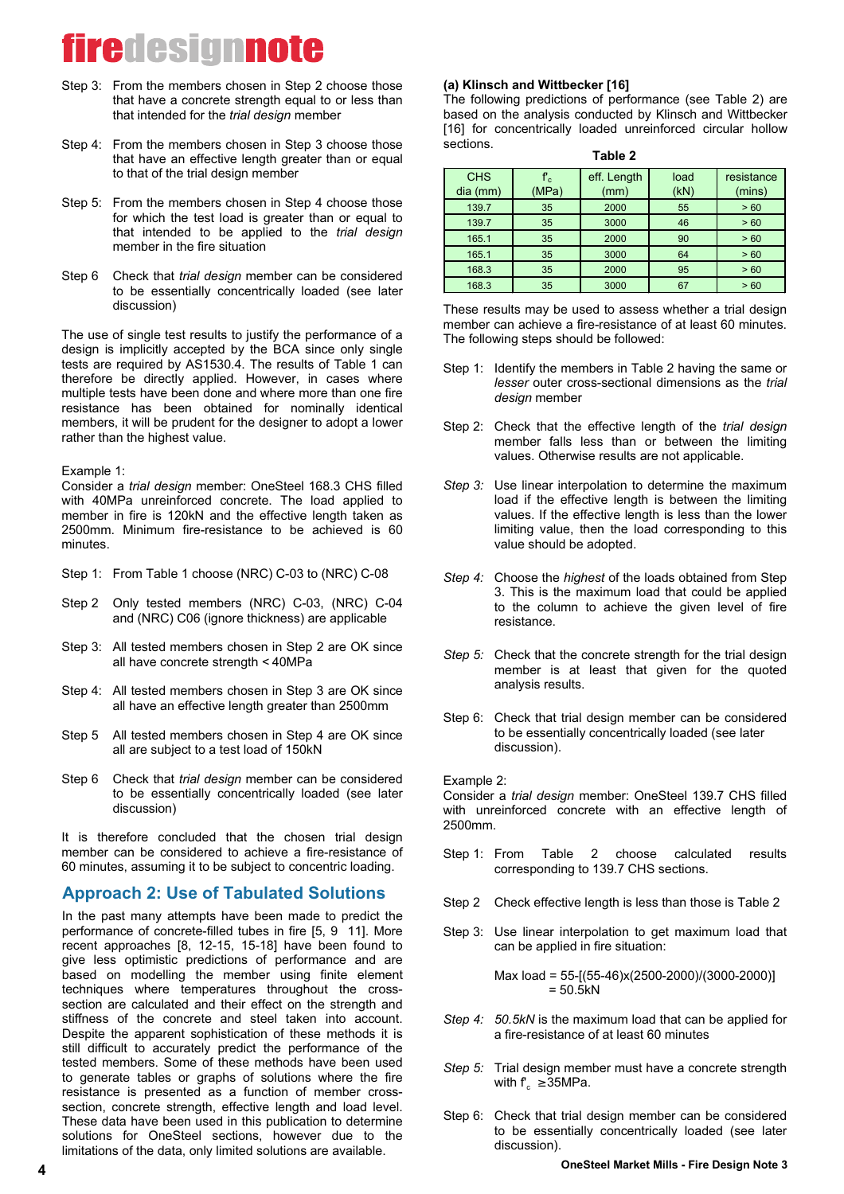Step 3: From the members chosen in Step 2 choose those that have a concrete strength equal to or less than that intended for the *trial design* member

Step 4: From the members chosen in Step 3 choose those that have an effective length greater than or equal to that of the trial design member

Step 5: From the members chosen in Step 4 choose those for which the test load is greater than or equal to that intended to be applied to the *trial design* member in the fire situation

Step 6 Check that *trial design* member can be considered to be essentially concentrically loaded (see later discussion)

The use of single test results to justify the performance of a design is implicitly accepted by the BCA since only single tests are required by AS1530.4. The results of Table 1 can therefore be directly applied. However, in cases where multiple tests have been done and where more than one fire resistance has been obtained for nominally identical members, it will be prudent for the designer to adopt a lower rather than the highest value.

Example 1:
Consider a *trial design* member: OneSteel 168.3 CHS filled with 40MPa unreinforced concrete. The load applied to member in fire is 120kN and the effective length taken as 2500mm. Minimum fire-resistance to be achieved is 60 minutes.

Step 1: From Table 1 choose (NRC) C-03 to (NRC) C-08

Step 2 Only tested members (NRC) C-03, (NRC) C-04 and (NRC) C06 (ignore thickness) are applicable

Step 3: All tested members chosen in Step 2 are OK since all have concrete strength < 40MPa

Step 4: All tested members chosen in Step 3 are OK since all have an effective length greater than 2500mm

Step 5 All tested members chosen in Step 4 are OK since all are subject to a test load of 150kN

Step 6 Check that *trial design* member can be considered to be essentially concentrically loaded (see later discussion)

It is therefore concluded that the chosen trial design member can be considered to achieve a fire-resistance of 60 minutes, assuming it to be subject to concentric loading.

## Approach 2: Use of Tabulated Solutions

In the past many attempts have been made to predict the performance of concrete-filled tubes in fire [5, 9 11]. More recent approaches [8, 12-15, 15-18] have been found to give less optimistic predictions of performance and are based on modelling the member using finite element techniques where temperatures throughout the cross-section are calculated and their effect on the strength and stiffness of the concrete and steel taken into account. Despite the apparent sophistication of these methods it is still difficult to accurately predict the performance of the tested members. Some of these methods have been used to generate tables or graphs of solutions where the fire resistance is presented as a function of member cross-section, concrete strength, effective length and load level. These data have been used in this publication to determine solutions for OneSteel sections, however due to the limitations of the data, only limited solutions are available.

**(a) Klinsch and Wittbecker [16]**
The following predictions of performance (see Table 2) are based on the analysis conducted by Klinsch and Wittbecker [16] for concentrically loaded unreinforced circular hollow sections.

**Table 2**

| CHS dia (mm) | $f'_c$ (MPa) | eff. Length (mm) | load (kN) | resistance (mins) |
|---|---|---|---|---|
| 139.7 | 35 | 2000 | 55 | > 60 |
| 139.7 | 35 | 3000 | 46 | > 60 |
| 165.1 | 35 | 2000 | 90 | > 60 |
| 165.1 | 35 | 3000 | 64 | > 60 |
| 168.3 | 35 | 2000 | 95 | > 60 |
| 168.3 | 35 | 3000 | 67 | > 60 |

These results may be used to assess whether a trial design member can achieve a fire-resistance of at least 60 minutes. The following steps should be followed:

Step 1: Identify the members in Table 2 having the same or *lesser* outer cross-sectional dimensions as the *trial design* member

Step 2: Check that the effective length of the *trial design* member falls less than or between the limiting values. Otherwise results are not applicable.

*Step 3:* Use linear interpolation to determine the maximum load if the effective length is between the limiting values. If the effective length is less than the lower limiting value, then the load corresponding to this value should be adopted.

*Step 4:* Choose the *highest* of the loads obtained from Step 3. This is the maximum load that could be applied to the column to achieve the given level of fire resistance.

*Step 5:* Check that the concrete strength for the trial design member is at least that given for the quoted analysis results.

Step 6: Check that trial design member can be considered to be essentially concentrically loaded (see later discussion).

Example 2:
Consider a *trial design* member: OneSteel 139.7 CHS filled with unreinforced concrete with an effective length of 2500mm.

Step 1: From Table 2 choose calculated results corresponding to 139.7 CHS sections.

Step 2 Check effective length is less than those is Table 2

Step 3: Use linear interpolation to get maximum load that can be applied in fire situation:

Max load = 55-[(55-46)x(2500-2000)/(3000-2000)]
= 50.5kN

*Step 4: 50.5kN* is the maximum load that can be applied for a fire-resistance of at least 60 minutes

*Step 5:* Trial design member must have a concrete strength with $f'_c \geq 35$MPa.

Step 6: Check that trial design member can be considered to be essentially concentrically loaded (see later discussion).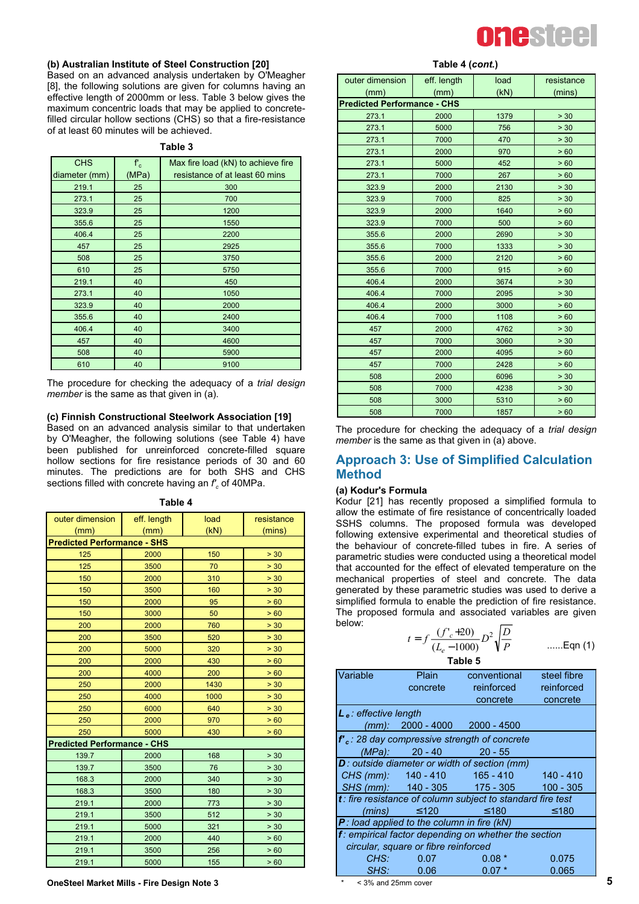#### (b) Australian Institute of Steel Construction [20]

Based on an advanced analysis undertaken by O'Meagher [8], the following solutions are given for columns having an effective length of 2000mm or less. Table 3 below gives the maximum concentric loads that may be applied to concrete-filled circular hollow sections (CHS) so that a fire-resistance of at least 60 minutes will be achieved.

**Table 3**

| CHS diameter (mm) | $f'_c$ (MPa) | Max fire load (kN) to achieve fire resistance of at least 60 mins |
|---|---|---|
| 219.1 | 25 | 300 |
| 273.1 | 25 | 700 |
| 323.9 | 25 | 1200 |
| 355.6 | 25 | 1550 |
| 406.4 | 25 | 2200 |
| 457 | 25 | 2925 |
| 508 | 25 | 3750 |
| 610 | 25 | 5750 |
| 219.1 | 40 | 450 |
| 273.1 | 40 | 1050 |
| 323.9 | 40 | 2000 |
| 355.6 | 40 | 2400 |
| 406.4 | 40 | 3400 |
| 457 | 40 | 4600 |
| 508 | 40 | 5900 |
| 610 | 40 | 9100 |

The procedure for checking the adequacy of a *trial design member* is the same as that given in (a).

#### (c) Finnish Constructional Steelwork Association [19]

Based on an advanced analysis similar to that undertaken by O'Meagher, the following solutions (see Table 4) have been published for unreinforced concrete-filled square hollow sections for fire resistance periods of 30 and 60 minutes. The predictions are for both SHS and CHS sections filled with concrete having an $f'_c$ of 40MPa.

**Table 4**

| outer dimension (mm) | eff. length (mm) | load (kN) | resistance (mins) |
|---|---|---|---|
| **Predicted Performance - SHS** | | | |
| 125 | 2000 | 150 | > 30 |
| 125 | 3500 | 70 | > 30 |
| 150 | 2000 | 310 | > 30 |
| 150 | 3500 | 160 | > 30 |
| 150 | 2000 | 95 | > 60 |
| 150 | 3000 | 50 | > 60 |
| 200 | 2000 | 760 | > 30 |
| 200 | 3500 | 520 | > 30 |
| 200 | 5000 | 320 | > 30 |
| 200 | 2000 | 430 | > 60 |
| 200 | 4000 | 200 | > 60 |
| 250 | 2000 | 1430 | > 30 |
| 250 | 4000 | 1000 | > 30 |
| 250 | 6000 | 640 | > 30 |
| 250 | 2000 | 970 | > 60 |
| 250 | 5000 | 430 | > 60 |
| **Predicted Performance - CHS** | | | |
| 139.7 | 2000 | 168 | > 30 |
| 139.7 | 3500 | 76 | > 30 |
| 168.3 | 2000 | 340 | > 30 |
| 168.3 | 3500 | 180 | > 30 |
| 219.1 | 2000 | 773 | > 30 |
| 219.1 | 3500 | 512 | > 30 |
| 219.1 | 5000 | 321 | > 30 |
| 219.1 | 2000 | 440 | > 60 |
| 219.1 | 3500 | 256 | > 60 |
| 219.1 | 5000 | 155 | > 60 |
| 273.1 | 2000 | 1379 | > 30 |
| 273.1 | 5000 | 756 | > 30 |
| 273.1 | 7000 | 470 | > 30 |
| 273.1 | 2000 | 970 | > 60 |
| 273.1 | 5000 | 452 | > 60 |
| 273.1 | 7000 | 267 | > 60 |
| 323.9 | 2000 | 2130 | > 30 |
| 323.9 | 7000 | 825 | > 30 |
| 323.9 | 2000 | 1640 | > 60 |
| 323.9 | 7000 | 500 | > 60 |
| 355.6 | 2000 | 2690 | > 30 |
| 355.6 | 7000 | 1333 | > 30 |
| 355.6 | 2000 | 2120 | > 60 |
| 355.6 | 7000 | 915 | > 60 |
| 406.4 | 2000 | 3674 | > 30 |
| 406.4 | 7000 | 2095 | > 30 |
| 406.4 | 2000 | 3000 | > 60 |
| 406.4 | 7000 | 1108 | > 60 |
| 457 | 2000 | 4762 | > 30 |
| 457 | 7000 | 3060 | > 30 |
| 457 | 2000 | 4095 | > 60 |
| 457 | 7000 | 2428 | > 60 |
| 508 | 2000 | 6096 | > 30 |
| 508 | 7000 | 4238 | > 30 |
| 508 | 3000 | 5310 | > 60 |
| 508 | 7000 | 1857 | > 60 |

The procedure for checking the adequacy of a *trial design member* is the same as that given in (a) above.

## Approach 3: Use of Simplified Calculation Method

#### (a) Kodur's Formula

Kodur [21] has recently proposed a simplified formula to allow the estimate of fire resistance of concentrically loaded SSHS columns. The proposed formula was developed following extensive experimental and theoretical studies of the behaviour of concrete-filled tubes in fire. A series of parametric studies were conducted using a theoretical model that accounted for the effect of elevated temperature on the mechanical properties of steel and concrete. The data generated by these parametric studies was used to derive a simplified formula to enable the prediction of fire resistance. The proposed formula and associated variables are given below:

$$t = f\,\frac{(f'_c + 20)}{(L_e - 1000)}\,D^2\sqrt{\frac{D}{P}} \qquad \text{......Eqn (1)}$$

**Table 5**

| Variable | Plain concrete | conventional reinforced concrete | steel fibre reinforced concrete |
|---|---|---|---|
| ***$L_e$**: effective length* | | | |
| *(mm):* | 2000 - 4000 | 2000 - 4500 | |
| ***$f'_c$**: 28 day compressive strength of concrete* | | | |
| *(MPa):* | 20 - 40 | 20 - 55 | |
| ***D**: outside diameter or width of section (mm)* | | | |
| *CHS (mm):* | 140 - 410 | 165 - 410 | 140 - 410 |
| *SHS (mm):* | 140 - 305 | 175 - 305 | 100 - 305 |
| ***t**: fire resistance of column subject to standard fire test* | | | |
| *(mins)* | ≤120 | ≤180 | ≤180 |
| ***P**: load applied to the column in fire (kN)* | | | |
| ***f**: empirical factor depending on whether the section circular, square or fibre reinforced* | | | |
| *CHS:* | 0.07 | 0.08 * | 0.075 |
| *SHS:* | 0.06 | 0.07 * | 0.065 |

\* < 3% and 25mm cover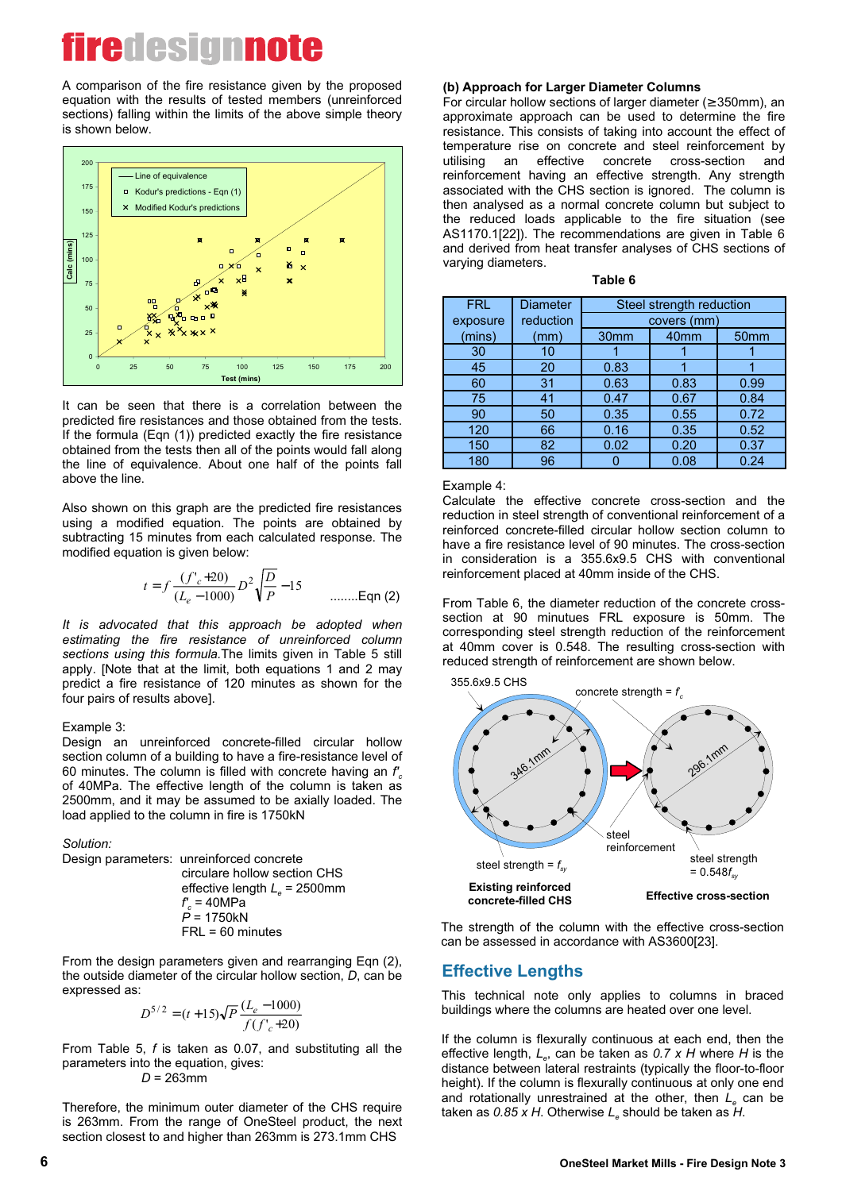A comparison of the fire resistance given by the proposed equation with the results of tested members (unreinforced sections) falling within the limits of the above simple theory is shown below.

It can be seen that there is a correlation between the predicted fire resistances and those obtained from the tests. If the formula (Eqn (1)) predicted exactly the fire resistance obtained from the tests then all of the points would fall along the line of equivalence. About one half of the points fall above the line.

Also shown on this graph are the predicted fire resistances using a modified equation. The points are obtained by subtracting 15 minutes from each calculated response. The modified equation is given below:

$$t = f\frac{(f'_c + 20)}{(L_e - 1000)}D^2\sqrt{\frac{D}{P}} - 15 \qquad \text{........Eqn (2)}$$

*It is advocated that this approach be adopted when estimating the fire resistance of unreinforced column sections using this formula.* The limits given in Table 5 still apply. [Note that at the limit, both equations 1 and 2 may predict a fire resistance of 120 minutes as shown for the four pairs of results above].

Example 3:
Design an unreinforced concrete-filled circular hollow section column of a building to have a fire-resistance level of 60 minutes. The column is filled with concrete having an $f'_c$ of 40MPa. The effective length of the column is taken as 2500mm, and it may be assumed to be axially loaded. The load applied to the column in fire is 1750kN

*Solution:*
Design parameters: unreinforced concrete
circular hollow section CHS
effective length $L_e$ = 2500mm
$f'_c$ = 40MPa
$P$ = 1750kN
FRL = 60 minutes

From the design parameters given and rearranging Eqn (2), the outside diameter of the circular hollow section, $D$, can be expressed as:

$$D^{5/2} = (t + 15)\sqrt{P}\frac{(L_e - 1000)}{f(f'_c + 20)}$$

From Table 5, $f$ is taken as 0.07, and substituting all the parameters into the equation, gives:
$D$ = 263mm

Therefore, the minimum outer diameter of the CHS require is 263mm. From the range of OneSteel product, the next section closest to and higher than 263mm is 273.1mm CHS

**(b) Approach for Larger Diameter Columns**
For circular hollow sections of larger diameter (≥350mm), an approximate approach can be used to determine the fire resistance. This consists of taking into account the effect of temperature rise on concrete and steel reinforcement by utilising an effective concrete cross-section and reinforcement having an effective strength. Any strength associated with the CHS section is ignored. The column is then analysed as a normal concrete column but subject to the reduced loads applicable to the fire situation (see AS1170.1[22]). The recommendations are given in Table 6 and derived from heat transfer analyses of CHS sections of varying diameters.

**Table 6**

| FRL exposure (mins) | Diameter reduction (mm) | Steel strength reduction covers (mm) | | |
|---|---|---|---|---|
| | | 30mm | 40mm | 50mm |
| 30 | 10 | 1 | 1 | 1 |
| 45 | 20 | 0.83 | 1 | 1 |
| 60 | 31 | 0.63 | 0.83 | 0.99 |
| 75 | 41 | 0.47 | 0.67 | 0.84 |
| 90 | 50 | 0.35 | 0.55 | 0.72 |
| 120 | 66 | 0.16 | 0.35 | 0.52 |
| 150 | 82 | 0.02 | 0.20 | 0.37 |
| 180 | 96 | 0 | 0.08 | 0.24 |

Example 4:
Calculate the effective concrete cross-section and the reduction in steel strength of conventional reinforcement of a reinforced concrete-filled circular hollow section column to have a fire resistance level of 90 minutes. The cross-section in consideration is a 355.6x9.5 CHS with conventional reinforcement placed at 40mm inside of the CHS.

From Table 6, the diameter reduction of the concrete cross-section at 90 minutes FRL exposure is 50mm. The corresponding steel strength reduction of the reinforcement at 40mm cover is 0.548. The resulting cross-section with reduced strength of reinforcement are shown below.

The strength of the column with the effective cross-section can be assessed in accordance with AS3600[23].

## Effective Lengths

This technical note only applies to columns in braced buildings where the columns are heated over one level.

If the column is flexurally continuous at each end, then the effective length, $L_e$, can be taken as *0.7 x H* where *H* is the distance between lateral restraints (typically the floor-to-floor height). If the column is flexurally continuous at only one end and rotationally unrestrained at the other, then $L_e$ can be taken as *0.85 x H*. Otherwise $L_e$ should be taken as *H*.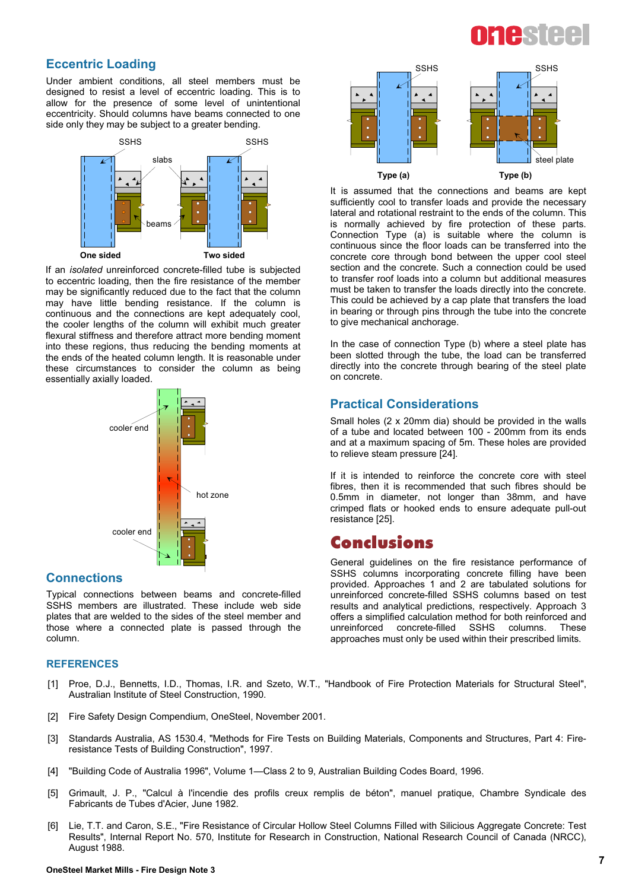## Eccentric Loading

Under ambient conditions, all steel members must be designed to resist a level of eccentric loading. This is to allow for the presence of some level of unintentional eccentricity. Should columns have beams connected to one side only they may be subject to a greater bending.

SSHS SSHS slabs beams

**One sided** **Two sided**

If an *isolated* unreinforced concrete-filled tube is subjected to eccentric loading, then the fire resistance of the member may be significantly reduced due to the fact that the column may have little bending resistance. If the column is continuous and the connections are kept adequately cool, the cooler lengths of the column will exhibit much greater flexural stiffness and therefore attract more bending moment into these regions, thus reducing the bending moments at the ends of the heated column length. It is reasonable under these circumstances to consider the column as being essentially axially loaded.

cooler end

hot zone

cooler end

## Connections

Typical connections between beams and concrete-filled SSHS members are illustrated. These include web side plates that are welded to the sides of the steel member and those where a connected plate is passed through the column.

SSHS SSHS

steel plate

**Type (a)** **Type (b)**

It is assumed that the connections and beams are kept sufficiently cool to transfer loads and provide the necessary lateral and rotational restraint to the ends of the column. This is normally achieved by fire protection of these parts. Connection Type (a) is suitable where the column is continuous since the floor loads can be transferred into the concrete core through bond between the upper cool steel section and the concrete. Such a connection could be used to transfer roof loads into a column but additional measures must be taken to transfer the loads directly into the concrete. This could be achieved by a cap plate that transfers the load in bearing or through pins through the tube into the concrete to give mechanical anchorage.

In the case of connection Type (b) where a steel plate has been slotted through the tube, the load can be transferred directly into the concrete through bearing of the steel plate on concrete.

## Practical Considerations

Small holes (2 x 20mm dia) should be provided in the walls of a tube and located between 100 - 200mm from its ends and at a maximum spacing of 5m. These holes are provided to relieve steam pressure [24].

If it is intended to reinforce the concrete core with steel fibres, then it is recommended that such fibres should be 0.5mm in diameter, not longer than 38mm, and have crimped flats or hooked ends to ensure adequate pull-out resistance [25].

# Conclusions

General guidelines on the fire resistance performance of SSHS columns incorporating concrete filling have been provided. Approaches 1 and 2 are tabulated solutions for unreinforced concrete-filled SSHS columns based on test results and analytical predictions, respectively. Approach 3 offers a simplified calculation method for both reinforced and unreinforced concrete-filled SSHS columns. These approaches must only be used within their prescribed limits.

## REFERENCES

[1] Proe, D.J., Bennetts, I.D., Thomas, I.R. and Szeto, W.T., "Handbook of Fire Protection Materials for Structural Steel", Australian Institute of Steel Construction, 1990.

[2] Fire Safety Design Compendium, OneSteel, November 2001.

[3] Standards Australia, AS 1530.4, "Methods for Fire Tests on Building Materials, Components and Structures, Part 4: Fire-resistance Tests of Building Construction", 1997.

[4] "Building Code of Australia 1996", Volume 1—Class 2 to 9, Australian Building Codes Board, 1996.

[5] Grimault, J. P., "Calcul à l'incendie des profils creux remplis de béton", manuel pratique, Chambre Syndicale des Fabricants de Tubes d'Acier, June 1982.

[6] Lie, T.T. and Caron, S.E., "Fire Resistance of Circular Hollow Steel Columns Filled with Silicious Aggregate Concrete: Test Results", Internal Report No. 570, Institute for Research in Construction, National Research Council of Canada (NRCC), August 1988.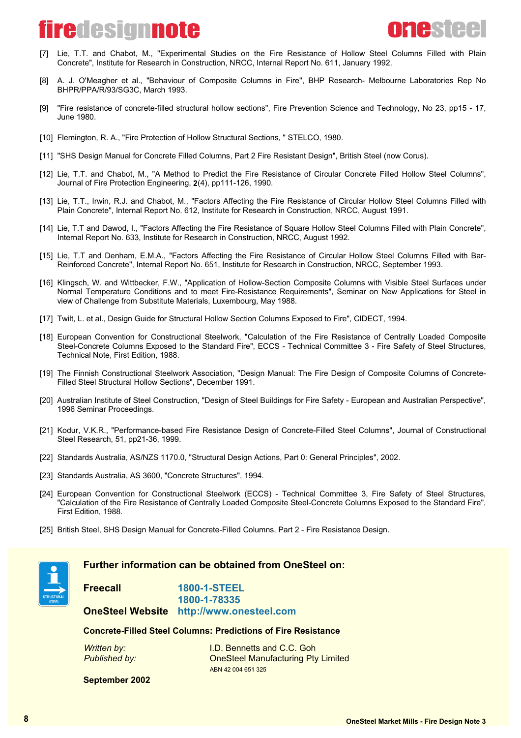[7] Lie, T.T. and Chabot, M., "Experimental Studies on the Fire Resistance of Hollow Steel Columns Filled with Plain Concrete", Institute for Research in Construction, NRCC, Internal Report No. 611, January 1992.

[8] A. J. O'Meagher et al., "Behaviour of Composite Columns in Fire", BHP Research- Melbourne Laboratories Rep No BHPR/PPA/R/93/SG3C, March 1993.

[9] "Fire resistance of concrete-filled structural hollow sections", Fire Prevention Science and Technology, No 23, pp15 - 17, June 1980.

[10] Flemington, R. A., "Fire Protection of Hollow Structural Sections, " STELCO, 1980.

[11] "SHS Design Manual for Concrete Filled Columns, Part 2 Fire Resistant Design", British Steel (now Corus).

[12] Lie, T.T. and Chabot, M., "A Method to Predict the Fire Resistance of Circular Concrete Filled Hollow Steel Columns", Journal of Fire Protection Engineering, **2**(4), pp111-126, 1990.

[13] Lie, T.T., Irwin, R.J. and Chabot, M., "Factors Affecting the Fire Resistance of Circular Hollow Steel Columns Filled with Plain Concrete", Internal Report No. 612, Institute for Research in Construction, NRCC, August 1991.

[14] Lie, T.T and Dawod, I., "Factors Affecting the Fire Resistance of Square Hollow Steel Columns Filled with Plain Concrete", Internal Report No. 633, Institute for Research in Construction, NRCC, August 1992.

[15] Lie, T.T and Denham, E.M.A., "Factors Affecting the Fire Resistance of Circular Hollow Steel Columns Filled with Bar-Reinforced Concrete", Internal Report No. 651, Institute for Research in Construction, NRCC, September 1993.

[16] Klingsch, W. and Wittbecker, F.W., "Application of Hollow-Section Composite Columns with Visible Steel Surfaces under Normal Temperature Conditions and to meet Fire-Resistance Requirements", Seminar on New Applications for Steel in view of Challenge from Substitute Materials, Luxembourg, May 1988.

[17] Twilt, L. et al., Design Guide for Structural Hollow Section Columns Exposed to Fire", CIDECT, 1994.

[18] European Convention for Constructional Steelwork, "Calculation of the Fire Resistance of Centrally Loaded Composite Steel-Concrete Columns Exposed to the Standard Fire", ECCS - Technical Committee 3 - Fire Safety of Steel Structures, Technical Note, First Edition, 1988.

[19] The Finnish Constructional Steelwork Association, "Design Manual: The Fire Design of Composite Columns of Concrete-Filled Steel Structural Hollow Sections", December 1991.

[20] Australian Institute of Steel Construction, "Design of Steel Buildings for Fire Safety - European and Australian Perspective", 1996 Seminar Proceedings.

[21] Kodur, V.K.R., "Performance-based Fire Resistance Design of Concrete-Filled Steel Columns", Journal of Constructional Steel Research, 51, pp21-36, 1999.

[22] Standards Australia, AS/NZS 1170.0, "Structural Design Actions, Part 0: General Principles", 2002.

[23] Standards Australia, AS 3600, "Concrete Structures", 1994.

[24] European Convention for Constructional Steelwork (ECCS) - Technical Committee 3, Fire Safety of Steel Structures, "Calculation of the Fire Resistance of Centrally Loaded Composite Steel-Concrete Columns Exposed to the Standard Fire", First Edition, 1988.

[25] British Steel, SHS Design Manual for Concrete-Filled Columns, Part 2 - Fire Resistance Design.

**Further information can be obtained from OneSteel on:**

**Freecall** 1800-1-STEEL
1800-1-78335

**OneSteel Website** http://www.onesteel.com

**Concrete-Filled Steel Columns: Predictions of Fire Resistance**

*Written by:* I.D. Bennetts and C.C. Goh
*Published by:* OneSteel Manufacturing Pty Limited
ABN 42 004 651 325

**September 2002**